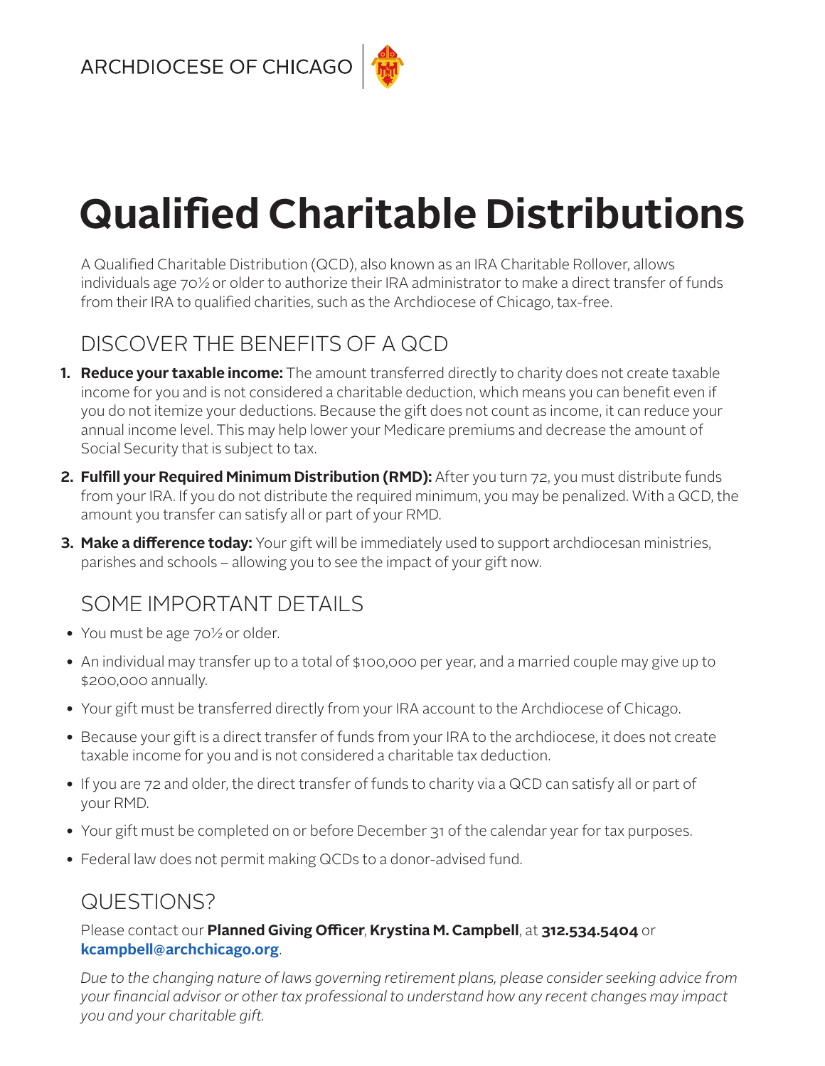ARCHDIOCESE OF CHICAGO

# Qualified Charitable Distributions

A Qualified Charitable Distribution (QCD), also known as an IRA Charitable Rollover, allows individuals age 70½ or older to authorize their IRA administrator to make a direct transfer of funds from their IRA to qualified charities, such as the Archdiocese of Chicago, tax-free.

## DISCOVER THE BENEFITS OF A QCD

1. **Reduce your taxable income:** The amount transferred directly to charity does not create taxable income for you and is not considered a charitable deduction, which means you can benefit even if you do not itemize your deductions. Because the gift does not count as income, it can reduce your annual income level. This may help lower your Medicare premiums and decrease the amount of Social Security that is subject to tax.
2. **Fulfill your Required Minimum Distribution (RMD):** After you turn 72, you must distribute funds from your IRA. If you do not distribute the required minimum, you may be penalized. With a QCD, the amount you transfer can satisfy all or part of your RMD.
3. **Make a difference today:** Your gift will be immediately used to support archdiocesan ministries, parishes and schools – allowing you to see the impact of your gift now.

## SOME IMPORTANT DETAILS

- You must be age 70½ or older.
- An individual may transfer up to a total of $100,000 per year, and a married couple may give up to $200,000 annually.
- Your gift must be transferred directly from your IRA account to the Archdiocese of Chicago.
- Because your gift is a direct transfer of funds from your IRA to the archdiocese, it does not create taxable income for you and is not considered a charitable tax deduction.
- If you are 72 and older, the direct transfer of funds to charity via a QCD can satisfy all or part of your RMD.
- Your gift must be completed on or before December 31 of the calendar year for tax purposes.
- Federal law does not permit making QCDs to a donor-advised fund.

## QUESTIONS?

Please contact our **Planned Giving Officer**, **Krystina M. Campbell**, at **312.534.5404** or **kcampbell@archchicago.org**.

*Due to the changing nature of laws governing retirement plans, please consider seeking advice from your financial advisor or other tax professional to understand how any recent changes may impact you and your charitable gift.*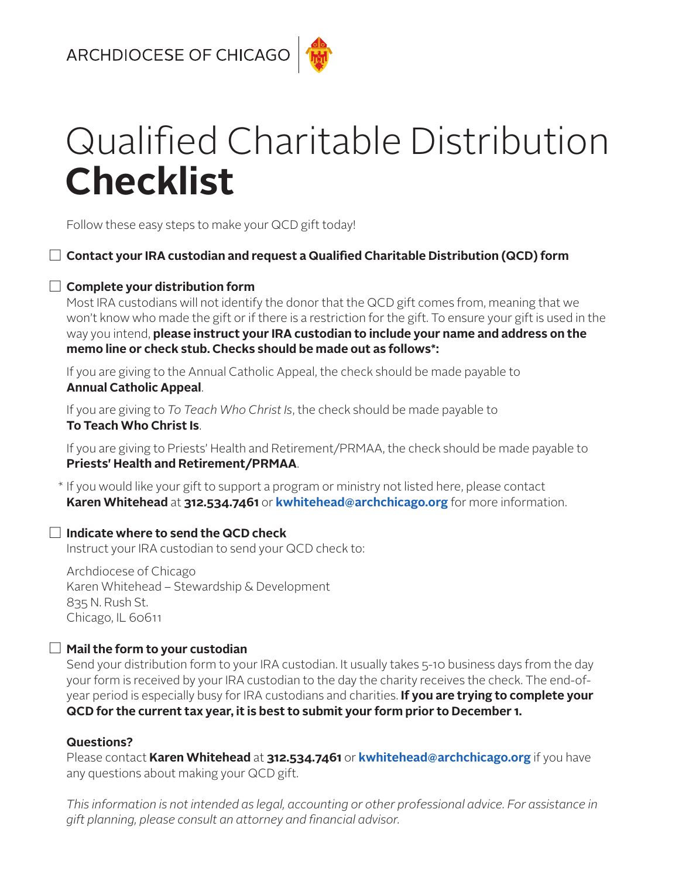ARCHDIOCESE OF CHICAGO

# Qualified Charitable Distribution **Checklist**

Follow these easy steps to make your QCD gift today!

- [ ] **Contact your IRA custodian and request a Qualified Charitable Distribution (QCD) form**

- [ ] **Complete your distribution form**

  Most IRA custodians will not identify the donor that the QCD gift comes from, meaning that we won't know who made the gift or if there is a restriction for the gift. To ensure your gift is used in the way you intend, **please instruct your IRA custodian to include your name and address on the memo line or check stub. Checks should be made out as follows*:**

  If you are giving to the Annual Catholic Appeal, the check should be made payable to **Annual Catholic Appeal**.

  If you are giving to *To Teach Who Christ Is*, the check should be made payable to **To Teach Who Christ Is**.

  If you are giving to Priests' Health and Retirement/PRMAA, the check should be made payable to **Priests' Health and Retirement/PRMAA**.

  \* If you would like your gift to support a program or ministry not listed here, please contact **Karen Whitehead** at **312.534.7461** or **kwhitehead@archchicago.org** for more information.

- [ ] **Indicate where to send the QCD check**

  Instruct your IRA custodian to send your QCD check to:

  Archdiocese of Chicago
  Karen Whitehead – Stewardship & Development
  835 N. Rush St.
  Chicago, IL 60611

- [ ] **Mail the form to your custodian**

  Send your distribution form to your IRA custodian. It usually takes 5-10 business days from the day your form is received by your IRA custodian to the day the charity receives the check. The end-of-year period is especially busy for IRA custodians and charities. **If you are trying to complete your QCD for the current tax year, it is best to submit your form prior to December 1.**

**Questions?**

Please contact **Karen Whitehead** at **312.534.7461** or **kwhitehead@archchicago.org** if you have any questions about making your QCD gift.

*This information is not intended as legal, accounting or other professional advice. For assistance in gift planning, please consult an attorney and financial advisor.*